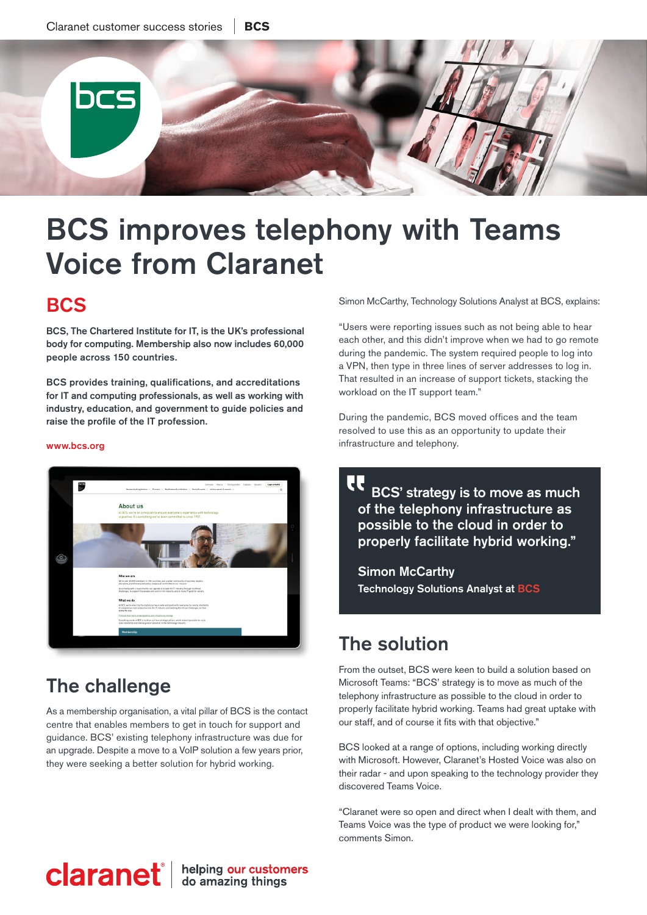# BCS improves telephony with Teams Voice from Claranet

## BCS

**BCS, The Chartered Institute for IT, is the UK's professional body for computing. Membership also now includes 60,000 people across 150 countries.**

**BCS provides training, qualifications, and accreditations for IT and computing professionals, as well as working with industry, education, and government to guide policies and raise the profile of the IT profession.**

www.bcs.org

## The challenge

As a membership organisation, a vital pillar of BCS is the contact centre that enables members to get in touch for support and guidance. BCS' existing telephony infrastructure was due for an upgrade. Despite a move to a VoIP solution a few years prior, they were seeking a better solution for hybrid working.

Simon McCarthy, Technology Solutions Analyst at BCS, explains:

"Users were reporting issues such as not being able to hear each other, and this didn't improve when we had to go remote during the pandemic. The system required people to log into a VPN, then type in three lines of server addresses to log in. That resulted in an increase of support tickets, stacking the workload on the IT support team."

During the pandemic, BCS moved offices and the team resolved to use this as an opportunity to update their infrastructure and telephony.

> **BCS' strategy is to move as much of the telephony infrastructure as possible to the cloud in order to properly facilitate hybrid working."**
>
> **Simon McCarthy**
> **Technology Solutions Analyst at BCS**

## The solution

From the outset, BCS were keen to build a solution based on Microsoft Teams: "BCS' strategy is to move as much of the telephony infrastructure as possible to the cloud in order to properly facilitate hybrid working. Teams had great uptake with our staff, and of course it fits with that objective."

BCS looked at a range of options, including working directly with Microsoft. However, Claranet's Hosted Voice was also on their radar - and upon speaking to the technology provider they discovered Teams Voice.

"Claranet were so open and direct when I dealt with them, and Teams Voice was the type of product we were looking for," comments Simon.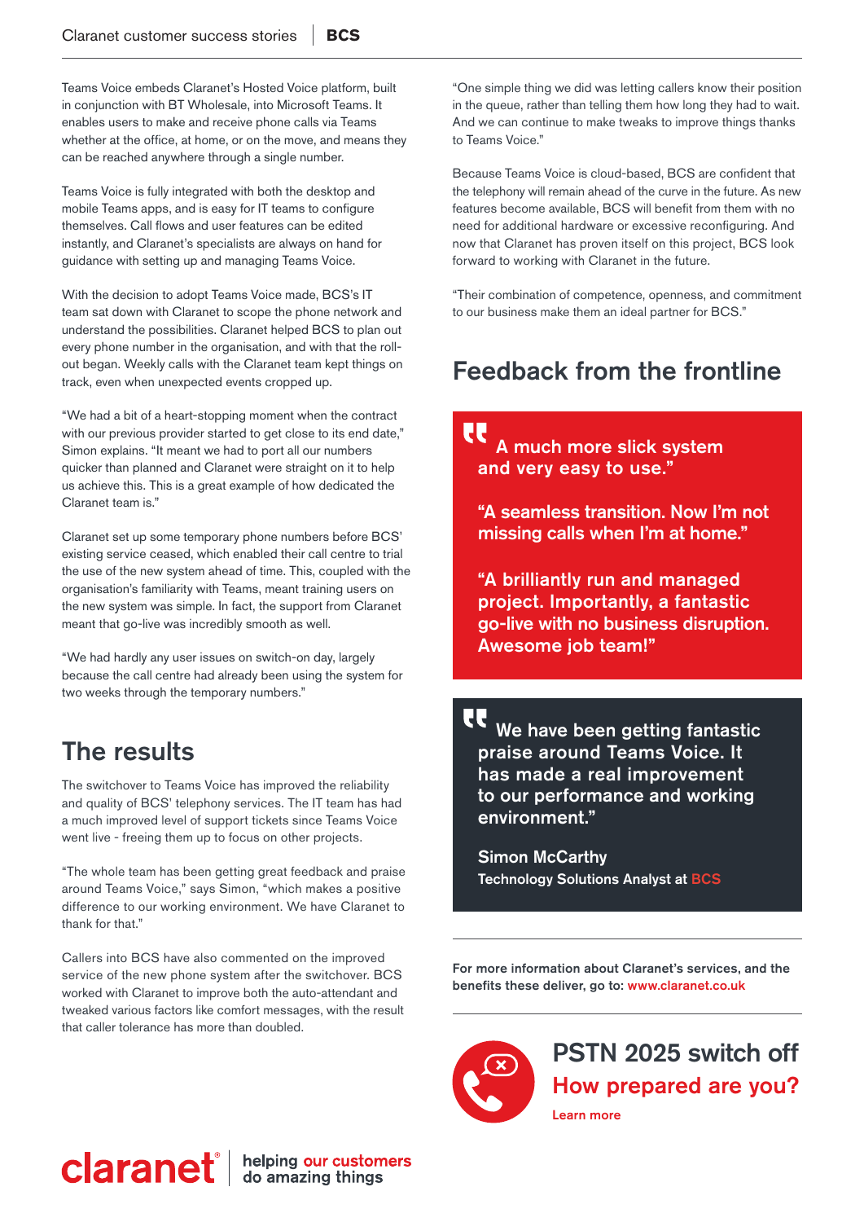Teams Voice embeds Claranet's Hosted Voice platform, built in conjunction with BT Wholesale, into Microsoft Teams. It enables users to make and receive phone calls via Teams whether at the office, at home, or on the move, and means they can be reached anywhere through a single number.

Teams Voice is fully integrated with both the desktop and mobile Teams apps, and is easy for IT teams to configure themselves. Call flows and user features can be edited instantly, and Claranet's specialists are always on hand for guidance with setting up and managing Teams Voice.

With the decision to adopt Teams Voice made, BCS's IT team sat down with Claranet to scope the phone network and understand the possibilities. Claranet helped BCS to plan out every phone number in the organisation, and with that the roll-out began. Weekly calls with the Claranet team kept things on track, even when unexpected events cropped up.

"We had a bit of a heart-stopping moment when the contract with our previous provider started to get close to its end date," Simon explains. "It meant we had to port all our numbers quicker than planned and Claranet were straight on it to help us achieve this. This is a great example of how dedicated the Claranet team is."

Claranet set up some temporary phone numbers before BCS' existing service ceased, which enabled their call centre to trial the use of the new system ahead of time. This, coupled with the organisation's familiarity with Teams, meant training users on the new system was simple. In fact, the support from Claranet meant that go-live was incredibly smooth as well.

"We had hardly any user issues on switch-on day, largely because the call centre had already been using the system for two weeks through the temporary numbers."

## The results

The switchover to Teams Voice has improved the reliability and quality of BCS' telephony services. The IT team has had a much improved level of support tickets since Teams Voice went live - freeing them up to focus on other projects.

"The whole team has been getting great feedback and praise around Teams Voice," says Simon, "which makes a positive difference to our working environment. We have Claranet to thank for that."

Callers into BCS have also commented on the improved service of the new phone system after the switchover. BCS worked with Claranet to improve both the auto-attendant and tweaked various factors like comfort messages, with the result that caller tolerance has more than doubled.

"One simple thing we did was letting callers know their position in the queue, rather than telling them how long they had to wait. And we can continue to make tweaks to improve things thanks to Teams Voice."

Because Teams Voice is cloud-based, BCS are confident that the telephony will remain ahead of the curve in the future. As new features become available, BCS will benefit from them with no need for additional hardware or excessive reconfiguring. And now that Claranet has proven itself on this project, BCS look forward to working with Claranet in the future.

"Their combination of competence, openness, and commitment to our business make them an ideal partner for BCS."

## Feedback from the frontline

**"A much more slick system and very easy to use."**

**"A seamless transition. Now I'm not missing calls when I'm at home."**

**"A brilliantly run and managed project. Importantly, a fantastic go-live with no business disruption. Awesome job team!"**

**"We have been getting fantastic praise around Teams Voice. It has made a real improvement to our performance and working environment."**

**Simon McCarthy**
**Technology Solutions Analyst at BCS**

**For more information about Claranet's services, and the benefits these deliver, go to: www.claranet.co.uk**

## PSTN 2025 switch off

### How prepared are you?

**Learn more**

**claranet** helping our customers do amazing things